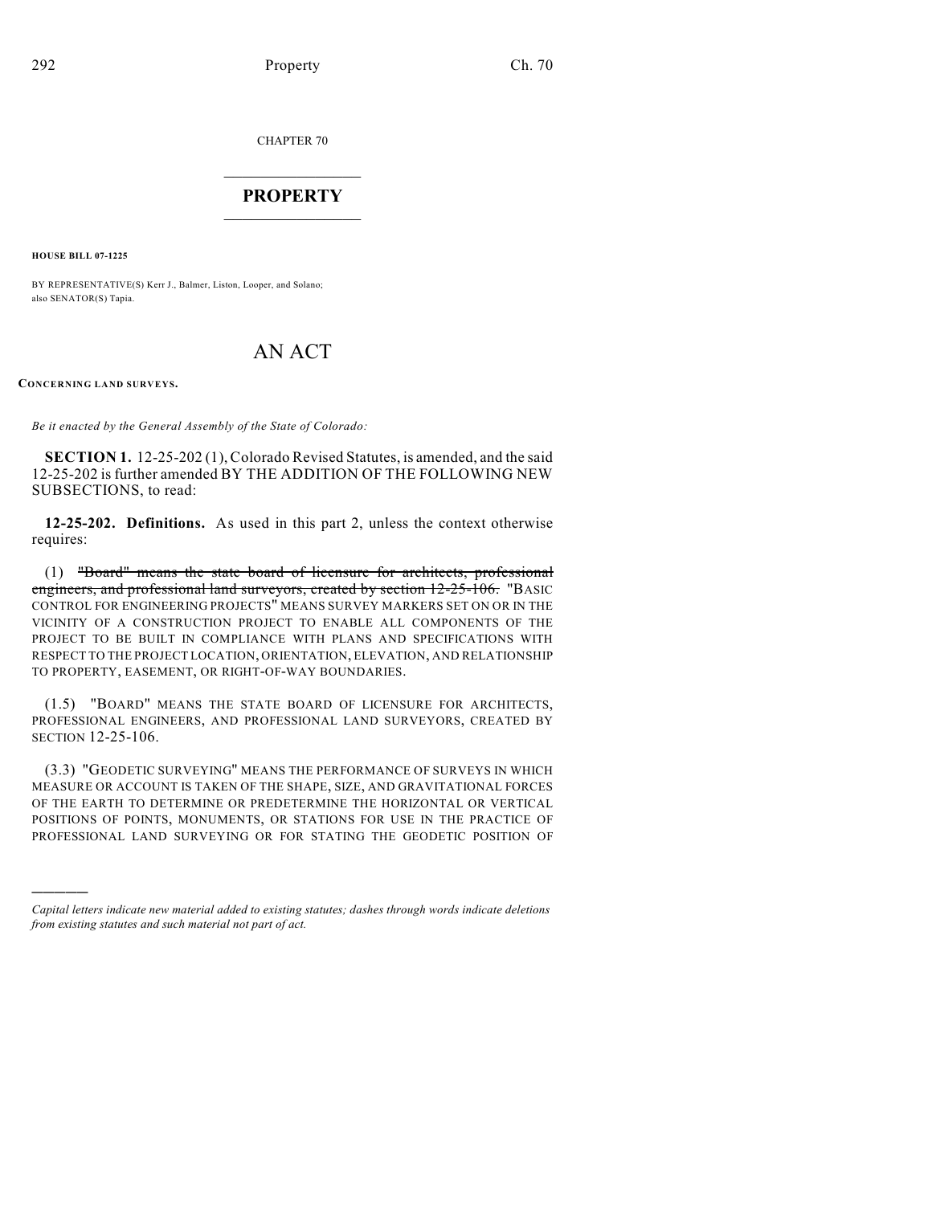CHAPTER 70

# PROPERTY

**HOUSE BILL 07-1225**

BY REPRESENTATIVE(S) Kerr J., Balmer, Liston, Looper, and Solano; also SENATOR(S) Tapia.

# AN ACT

**CONCERNING LAND SURVEYS.**

*Be it enacted by the General Assembly of the State of Colorado:*

**SECTION 1.** 12-25-202 (1), Colorado Revised Statutes, is amended, and the said 12-25-202 is further amended BY THE ADDITION OF THE FOLLOWING NEW SUBSECTIONS, to read:

**12-25-202. Definitions.** As used in this part 2, unless the context otherwise requires:

(1) ~~"Board" means the state board of licensure for architects, professional engineers, and professional land surveyors, created by section 12-25-106.~~ "BASIC CONTROL FOR ENGINEERING PROJECTS" MEANS SURVEY MARKERS SET ON OR IN THE VICINITY OF A CONSTRUCTION PROJECT TO ENABLE ALL COMPONENTS OF THE PROJECT TO BE BUILT IN COMPLIANCE WITH PLANS AND SPECIFICATIONS WITH RESPECT TO THE PROJECT LOCATION, ORIENTATION, ELEVATION, AND RELATIONSHIP TO PROPERTY, EASEMENT, OR RIGHT-OF-WAY BOUNDARIES.

(1.5) "BOARD" MEANS THE STATE BOARD OF LICENSURE FOR ARCHITECTS, PROFESSIONAL ENGINEERS, AND PROFESSIONAL LAND SURVEYORS, CREATED BY SECTION 12-25-106.

(3.3) "GEODETIC SURVEYING" MEANS THE PERFORMANCE OF SURVEYS IN WHICH MEASURE OR ACCOUNT IS TAKEN OF THE SHAPE, SIZE, AND GRAVITATIONAL FORCES OF THE EARTH TO DETERMINE OR PREDETERMINE THE HORIZONTAL OR VERTICAL POSITIONS OF POINTS, MONUMENTS, OR STATIONS FOR USE IN THE PRACTICE OF PROFESSIONAL LAND SURVEYING OR FOR STATING THE GEODETIC POSITION OF

---

*Capital letters indicate new material added to existing statutes; dashes through words indicate deletions from existing statutes and such material not part of act.*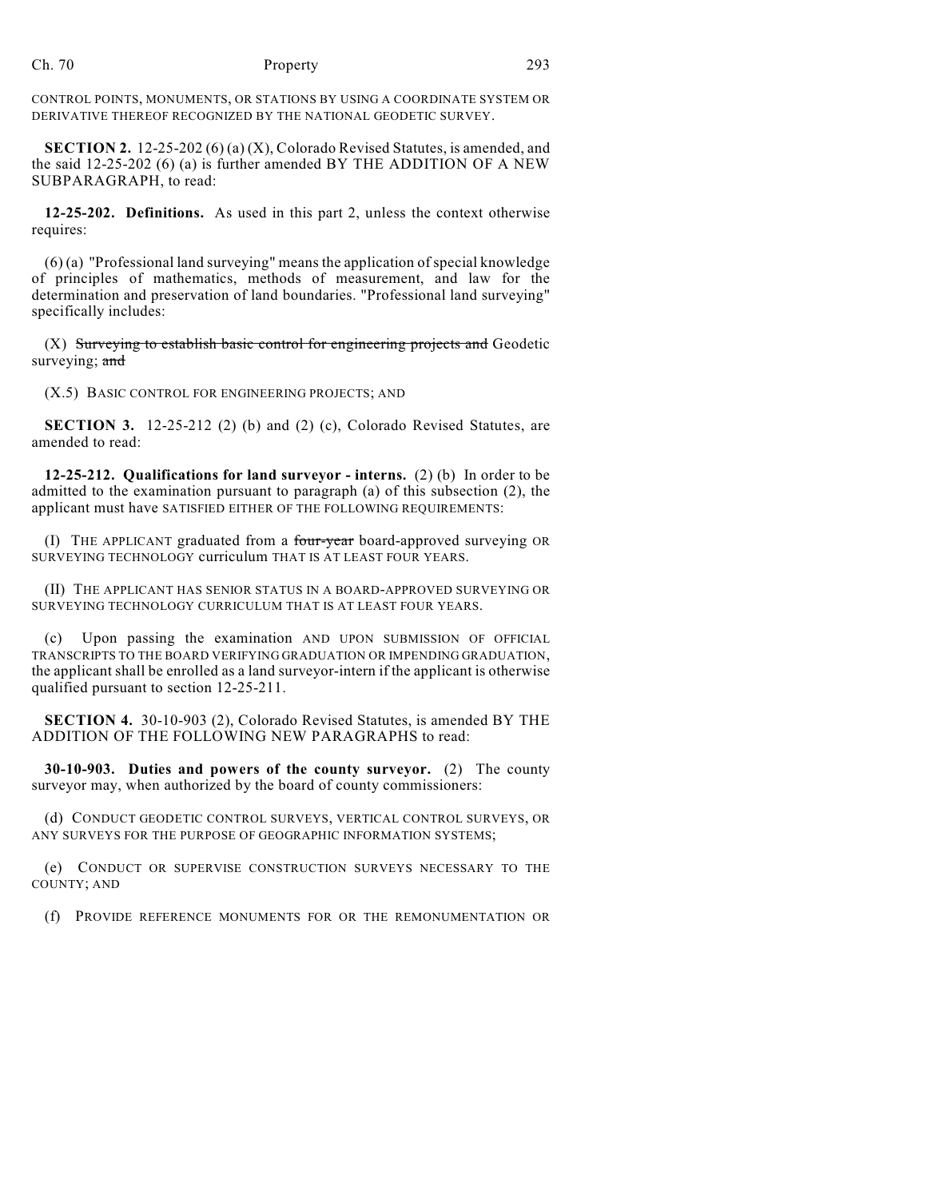CONTROL POINTS, MONUMENTS, OR STATIONS BY USING A COORDINATE SYSTEM OR DERIVATIVE THEREOF RECOGNIZED BY THE NATIONAL GEODETIC SURVEY.

**SECTION 2.** 12-25-202 (6) (a) (X), Colorado Revised Statutes, is amended, and the said 12-25-202 (6) (a) is further amended BY THE ADDITION OF A NEW SUBPARAGRAPH, to read:

**12-25-202. Definitions.** As used in this part 2, unless the context otherwise requires:

(6) (a) "Professional land surveying" means the application of special knowledge of principles of mathematics, methods of measurement, and law for the determination and preservation of land boundaries. "Professional land surveying" specifically includes:

(X) ~~Surveying to establish basic control for engineering projects and~~ Geodetic surveying; ~~and~~

(X.5) BASIC CONTROL FOR ENGINEERING PROJECTS; AND

**SECTION 3.** 12-25-212 (2) (b) and (2) (c), Colorado Revised Statutes, are amended to read:

**12-25-212. Qualifications for land surveyor - interns.** (2) (b) In order to be admitted to the examination pursuant to paragraph (a) of this subsection (2), the applicant must have SATISFIED EITHER OF THE FOLLOWING REQUIREMENTS:

(I) THE APPLICANT graduated from a ~~four-year~~ board-approved surveying OR SURVEYING TECHNOLOGY curriculum THAT IS AT LEAST FOUR YEARS.

(II) THE APPLICANT HAS SENIOR STATUS IN A BOARD-APPROVED SURVEYING OR SURVEYING TECHNOLOGY CURRICULUM THAT IS AT LEAST FOUR YEARS.

(c) Upon passing the examination AND UPON SUBMISSION OF OFFICIAL TRANSCRIPTS TO THE BOARD VERIFYING GRADUATION OR IMPENDING GRADUATION, the applicant shall be enrolled as a land surveyor-intern if the applicant is otherwise qualified pursuant to section 12-25-211.

**SECTION 4.** 30-10-903 (2), Colorado Revised Statutes, is amended BY THE ADDITION OF THE FOLLOWING NEW PARAGRAPHS to read:

**30-10-903. Duties and powers of the county surveyor.** (2) The county surveyor may, when authorized by the board of county commissioners:

(d) CONDUCT GEODETIC CONTROL SURVEYS, VERTICAL CONTROL SURVEYS, OR ANY SURVEYS FOR THE PURPOSE OF GEOGRAPHIC INFORMATION SYSTEMS;

(e) CONDUCT OR SUPERVISE CONSTRUCTION SURVEYS NECESSARY TO THE COUNTY; AND

(f) PROVIDE REFERENCE MONUMENTS FOR OR THE REMONUMENTATION OR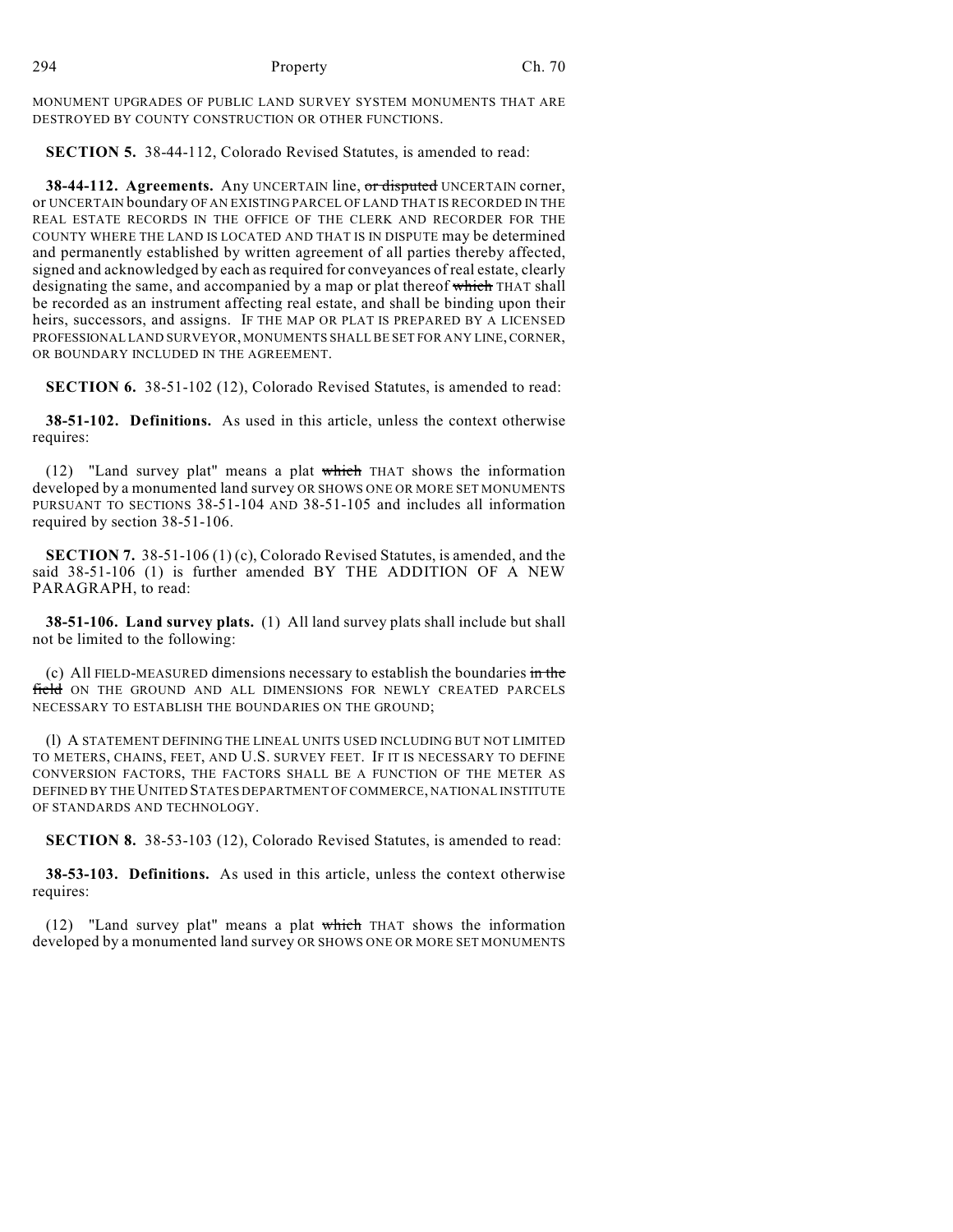MONUMENT UPGRADES OF PUBLIC LAND SURVEY SYSTEM MONUMENTS THAT ARE DESTROYED BY COUNTY CONSTRUCTION OR OTHER FUNCTIONS.

**SECTION 5.** 38-44-112, Colorado Revised Statutes, is amended to read:

**38-44-112. Agreements.** Any UNCERTAIN line, ~~or disputed~~ UNCERTAIN corner, or UNCERTAIN boundary OF AN EXISTING PARCEL OF LAND THAT IS RECORDED IN THE REAL ESTATE RECORDS IN THE OFFICE OF THE CLERK AND RECORDER FOR THE COUNTY WHERE THE LAND IS LOCATED AND THAT IS IN DISPUTE may be determined and permanently established by written agreement of all parties thereby affected, signed and acknowledged by each as required for conveyances of real estate, clearly designating the same, and accompanied by a map or plat thereof ~~which~~ THAT shall be recorded as an instrument affecting real estate, and shall be binding upon their heirs, successors, and assigns. IF THE MAP OR PLAT IS PREPARED BY A LICENSED PROFESSIONAL LAND SURVEYOR, MONUMENTS SHALL BE SET FOR ANY LINE, CORNER, OR BOUNDARY INCLUDED IN THE AGREEMENT.

**SECTION 6.** 38-51-102 (12), Colorado Revised Statutes, is amended to read:

**38-51-102. Definitions.** As used in this article, unless the context otherwise requires:

(12) "Land survey plat" means a plat ~~which~~ THAT shows the information developed by a monumented land survey OR SHOWS ONE OR MORE SET MONUMENTS PURSUANT TO SECTIONS 38-51-104 AND 38-51-105 and includes all information required by section 38-51-106.

**SECTION 7.** 38-51-106 (1) (c), Colorado Revised Statutes, is amended, and the said 38-51-106 (1) is further amended BY THE ADDITION OF A NEW PARAGRAPH, to read:

**38-51-106. Land survey plats.** (1) All land survey plats shall include but shall not be limited to the following:

(c) All FIELD-MEASURED dimensions necessary to establish the boundaries ~~in the field~~ ON THE GROUND AND ALL DIMENSIONS FOR NEWLY CREATED PARCELS NECESSARY TO ESTABLISH THE BOUNDARIES ON THE GROUND;

(l) A STATEMENT DEFINING THE LINEAL UNITS USED INCLUDING BUT NOT LIMITED TO METERS, CHAINS, FEET, AND U.S. SURVEY FEET. IF IT IS NECESSARY TO DEFINE CONVERSION FACTORS, THE FACTORS SHALL BE A FUNCTION OF THE METER AS DEFINED BY THE UNITED STATES DEPARTMENT OF COMMERCE, NATIONAL INSTITUTE OF STANDARDS AND TECHNOLOGY.

**SECTION 8.** 38-53-103 (12), Colorado Revised Statutes, is amended to read:

**38-53-103. Definitions.** As used in this article, unless the context otherwise requires:

(12) "Land survey plat" means a plat ~~which~~ THAT shows the information developed by a monumented land survey OR SHOWS ONE OR MORE SET MONUMENTS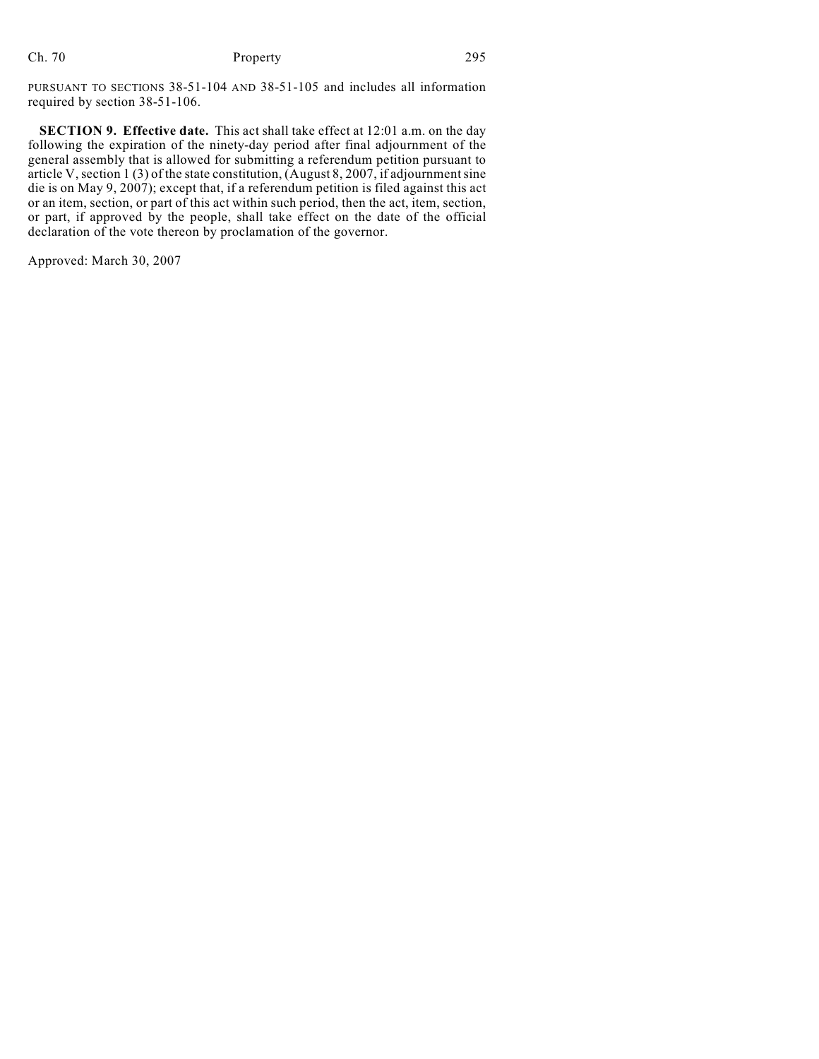PURSUANT TO SECTIONS 38-51-104 AND 38-51-105 and includes all information required by section 38-51-106.

**SECTION 9. Effective date.** This act shall take effect at 12:01 a.m. on the day following the expiration of the ninety-day period after final adjournment of the general assembly that is allowed for submitting a referendum petition pursuant to article V, section 1 (3) of the state constitution, (August 8, 2007, if adjournment sine die is on May 9, 2007); except that, if a referendum petition is filed against this act or an item, section, or part of this act within such period, then the act, item, section, or part, if approved by the people, shall take effect on the date of the official declaration of the vote thereon by proclamation of the governor.

Approved: March 30, 2007